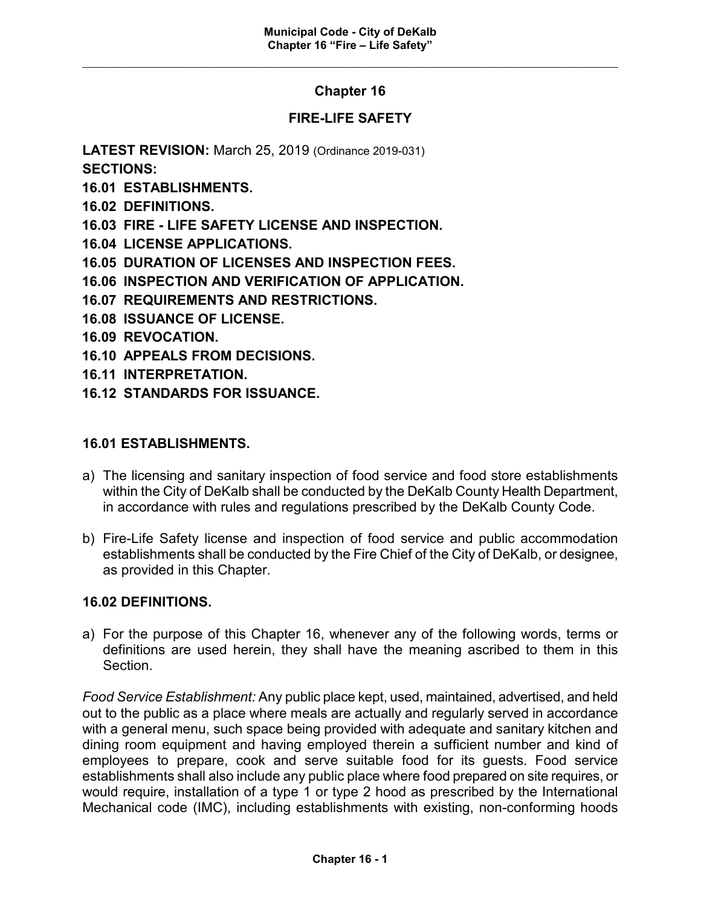# Chapter 16

## FIRE-LIFE SAFETY

**LATEST REVISION:** March 25, 2019 (Ordinance 2019-031)

**SECTIONS:**

**16.01 ESTABLISHMENTS.**
**16.02 DEFINITIONS.**
**16.03 FIRE - LIFE SAFETY LICENSE AND INSPECTION.**
**16.04 LICENSE APPLICATIONS.**
**16.05 DURATION OF LICENSES AND INSPECTION FEES.**
**16.06 INSPECTION AND VERIFICATION OF APPLICATION.**
**16.07 REQUIREMENTS AND RESTRICTIONS.**
**16.08 ISSUANCE OF LICENSE.**
**16.09 REVOCATION.**
**16.10 APPEALS FROM DECISIONS.**
**16.11 INTERPRETATION.**
**16.12 STANDARDS FOR ISSUANCE.**

### 16.01 ESTABLISHMENTS.

a) The licensing and sanitary inspection of food service and food store establishments within the City of DeKalb shall be conducted by the DeKalb County Health Department, in accordance with rules and regulations prescribed by the DeKalb County Code.

b) Fire-Life Safety license and inspection of food service and public accommodation establishments shall be conducted by the Fire Chief of the City of DeKalb, or designee, as provided in this Chapter.

### 16.02 DEFINITIONS.

a) For the purpose of this Chapter 16, whenever any of the following words, terms or definitions are used herein, they shall have the meaning ascribed to them in this Section.

*Food Service Establishment:* Any public place kept, used, maintained, advertised, and held out to the public as a place where meals are actually and regularly served in accordance with a general menu, such space being provided with adequate and sanitary kitchen and dining room equipment and having employed therein a sufficient number and kind of employees to prepare, cook and serve suitable food for its guests. Food service establishments shall also include any public place where food prepared on site requires, or would require, installation of a type 1 or type 2 hood as prescribed by the International Mechanical code (IMC), including establishments with existing, non-conforming hoods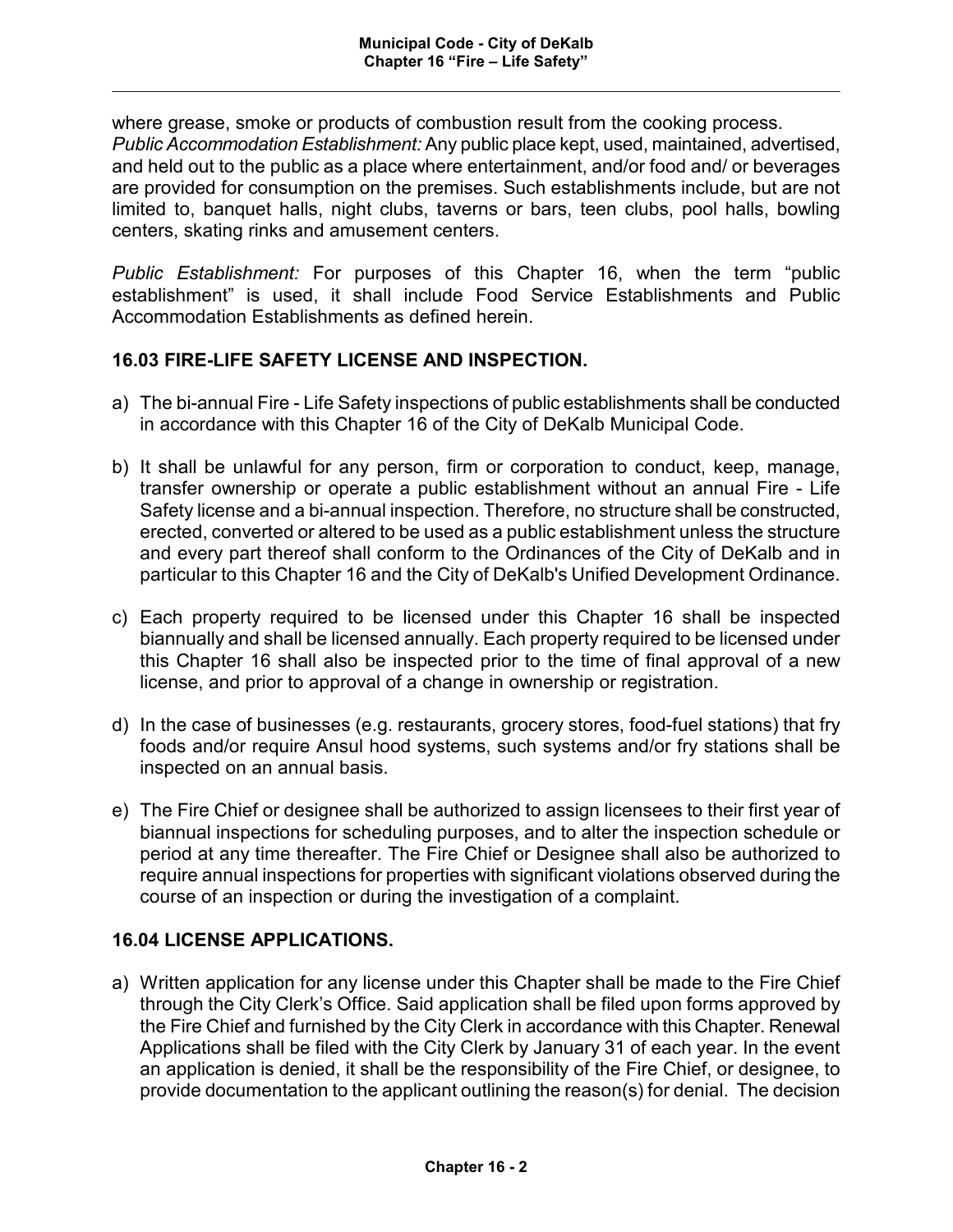where grease, smoke or products of combustion result from the cooking process.

*Public Accommodation Establishment:* Any public place kept, used, maintained, advertised, and held out to the public as a place where entertainment, and/or food and/ or beverages are provided for consumption on the premises. Such establishments include, but are not limited to, banquet halls, night clubs, taverns or bars, teen clubs, pool halls, bowling centers, skating rinks and amusement centers.

*Public Establishment:* For purposes of this Chapter 16, when the term "public establishment" is used, it shall include Food Service Establishments and Public Accommodation Establishments as defined herein.

## 16.03 FIRE-LIFE SAFETY LICENSE AND INSPECTION.

a) The bi-annual Fire - Life Safety inspections of public establishments shall be conducted in accordance with this Chapter 16 of the City of DeKalb Municipal Code.

b) It shall be unlawful for any person, firm or corporation to conduct, keep, manage, transfer ownership or operate a public establishment without an annual Fire - Life Safety license and a bi-annual inspection. Therefore, no structure shall be constructed, erected, converted or altered to be used as a public establishment unless the structure and every part thereof shall conform to the Ordinances of the City of DeKalb and in particular to this Chapter 16 and the City of DeKalb's Unified Development Ordinance.

c) Each property required to be licensed under this Chapter 16 shall be inspected biannually and shall be licensed annually. Each property required to be licensed under this Chapter 16 shall also be inspected prior to the time of final approval of a new license, and prior to approval of a change in ownership or registration.

d) In the case of businesses (e.g. restaurants, grocery stores, food-fuel stations) that fry foods and/or require Ansul hood systems, such systems and/or fry stations shall be inspected on an annual basis.

e) The Fire Chief or designee shall be authorized to assign licensees to their first year of biannual inspections for scheduling purposes, and to alter the inspection schedule or period at any time thereafter. The Fire Chief or Designee shall also be authorized to require annual inspections for properties with significant violations observed during the course of an inspection or during the investigation of a complaint.

## 16.04 LICENSE APPLICATIONS.

a) Written application for any license under this Chapter shall be made to the Fire Chief through the City Clerk's Office. Said application shall be filed upon forms approved by the Fire Chief and furnished by the City Clerk in accordance with this Chapter. Renewal Applications shall be filed with the City Clerk by January 31 of each year. In the event an application is denied, it shall be the responsibility of the Fire Chief, or designee, to provide documentation to the applicant outlining the reason(s) for denial. The decision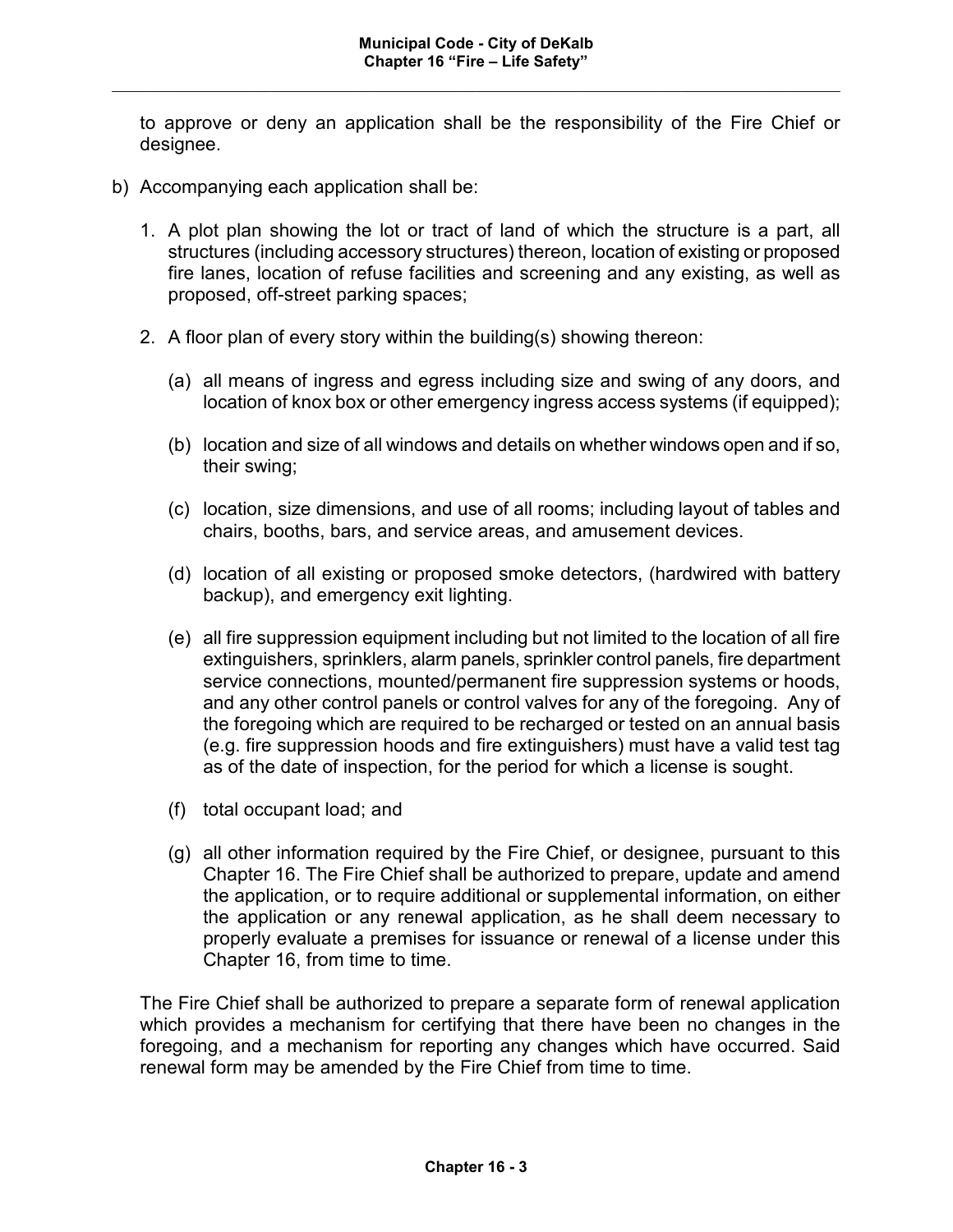to approve or deny an application shall be the responsibility of the Fire Chief or designee.

b) Accompanying each application shall be:

1. A plot plan showing the lot or tract of land of which the structure is a part, all structures (including accessory structures) thereon, location of existing or proposed fire lanes, location of refuse facilities and screening and any existing, as well as proposed, off-street parking spaces;

2. A floor plan of every story within the building(s) showing thereon:

   (a) all means of ingress and egress including size and swing of any doors, and location of knox box or other emergency ingress access systems (if equipped);

   (b) location and size of all windows and details on whether windows open and if so, their swing;

   (c) location, size dimensions, and use of all rooms; including layout of tables and chairs, booths, bars, and service areas, and amusement devices.

   (d) location of all existing or proposed smoke detectors, (hardwired with battery backup), and emergency exit lighting.

   (e) all fire suppression equipment including but not limited to the location of all fire extinguishers, sprinklers, alarm panels, sprinkler control panels, fire department service connections, mounted/permanent fire suppression systems or hoods, and any other control panels or control valves for any of the foregoing. Any of the foregoing which are required to be recharged or tested on an annual basis (e.g. fire suppression hoods and fire extinguishers) must have a valid test tag as of the date of inspection, for the period for which a license is sought.

   (f) total occupant load; and

   (g) all other information required by the Fire Chief, or designee, pursuant to this Chapter 16. The Fire Chief shall be authorized to prepare, update and amend the application, or to require additional or supplemental information, on either the application or any renewal application, as he shall deem necessary to properly evaluate a premises for issuance or renewal of a license under this Chapter 16, from time to time.

The Fire Chief shall be authorized to prepare a separate form of renewal application which provides a mechanism for certifying that there have been no changes in the foregoing, and a mechanism for reporting any changes which have occurred. Said renewal form may be amended by the Fire Chief from time to time.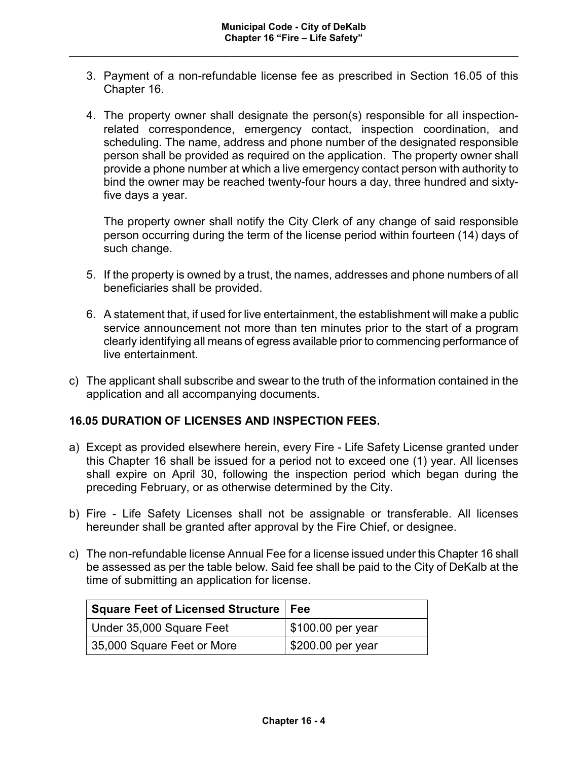3. Payment of a non-refundable license fee as prescribed in Section 16.05 of this Chapter 16.

4. The property owner shall designate the person(s) responsible for all inspection-related correspondence, emergency contact, inspection coordination, and scheduling. The name, address and phone number of the designated responsible person shall be provided as required on the application. The property owner shall provide a phone number at which a live emergency contact person with authority to bind the owner may be reached twenty-four hours a day, three hundred and sixty-five days a year.

   The property owner shall notify the City Clerk of any change of said responsible person occurring during the term of the license period within fourteen (14) days of such change.

5. If the property is owned by a trust, the names, addresses and phone numbers of all beneficiaries shall be provided.

6. A statement that, if used for live entertainment, the establishment will make a public service announcement not more than ten minutes prior to the start of a program clearly identifying all means of egress available prior to commencing performance of live entertainment.

c) The applicant shall subscribe and swear to the truth of the information contained in the application and all accompanying documents.

## 16.05 DURATION OF LICENSES AND INSPECTION FEES.

a) Except as provided elsewhere herein, every Fire - Life Safety License granted under this Chapter 16 shall be issued for a period not to exceed one (1) year. All licenses shall expire on April 30, following the inspection period which began during the preceding February, or as otherwise determined by the City.

b) Fire - Life Safety Licenses shall not be assignable or transferable. All licenses hereunder shall be granted after approval by the Fire Chief, or designee.

c) The non-refundable license Annual Fee for a license issued under this Chapter 16 shall be assessed as per the table below. Said fee shall be paid to the City of DeKalb at the time of submitting an application for license.

| Square Feet of Licensed Structure | Fee |
|---|---|
| Under 35,000 Square Feet | $100.00 per year |
| 35,000 Square Feet or More | $200.00 per year |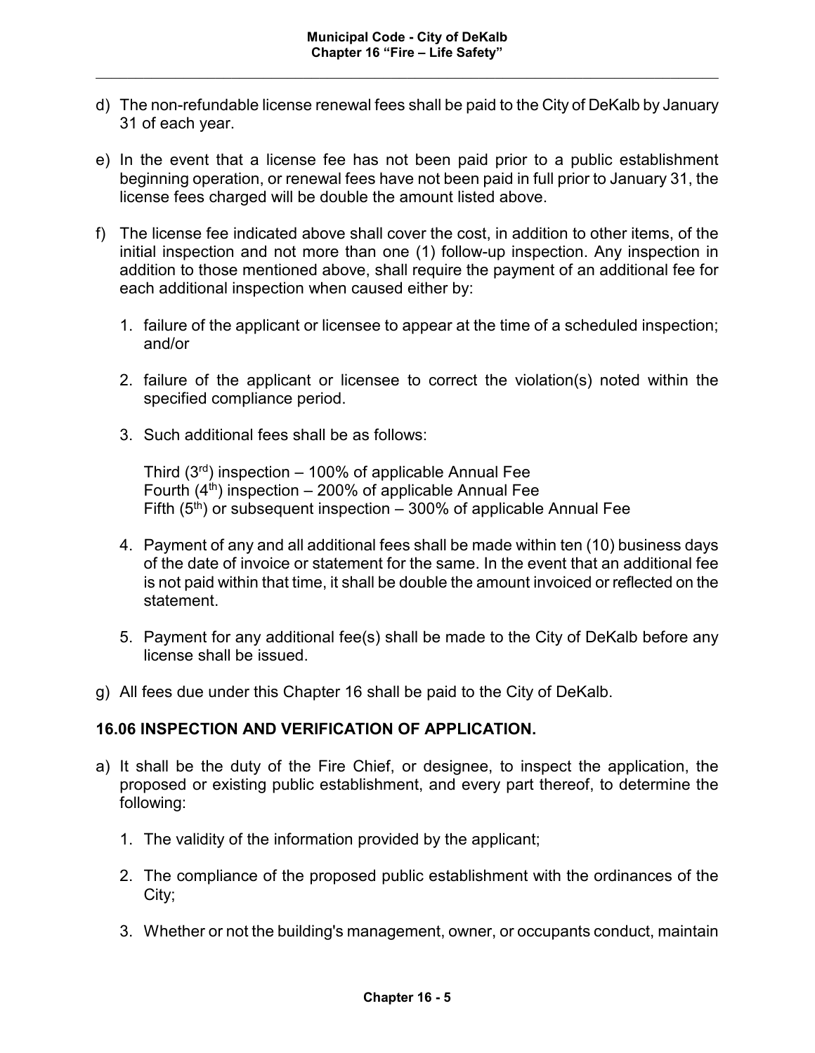d) The non-refundable license renewal fees shall be paid to the City of DeKalb by January 31 of each year.

e) In the event that a license fee has not been paid prior to a public establishment beginning operation, or renewal fees have not been paid in full prior to January 31, the license fees charged will be double the amount listed above.

f) The license fee indicated above shall cover the cost, in addition to other items, of the initial inspection and not more than one (1) follow-up inspection. Any inspection in addition to those mentioned above, shall require the payment of an additional fee for each additional inspection when caused either by:

   1. failure of the applicant or licensee to appear at the time of a scheduled inspection; and/or

   2. failure of the applicant or licensee to correct the violation(s) noted within the specified compliance period.

   3. Such additional fees shall be as follows:

      Third (3rd) inspection – 100% of applicable Annual Fee
      Fourth (4th) inspection – 200% of applicable Annual Fee
      Fifth (5th) or subsequent inspection – 300% of applicable Annual Fee

   4. Payment of any and all additional fees shall be made within ten (10) business days of the date of invoice or statement for the same. In the event that an additional fee is not paid within that time, it shall be double the amount invoiced or reflected on the statement.

   5. Payment for any additional fee(s) shall be made to the City of DeKalb before any license shall be issued.

g) All fees due under this Chapter 16 shall be paid to the City of DeKalb.

## 16.06 INSPECTION AND VERIFICATION OF APPLICATION.

a) It shall be the duty of the Fire Chief, or designee, to inspect the application, the proposed or existing public establishment, and every part thereof, to determine the following:

   1. The validity of the information provided by the applicant;

   2. The compliance of the proposed public establishment with the ordinances of the City;

   3. Whether or not the building's management, owner, or occupants conduct, maintain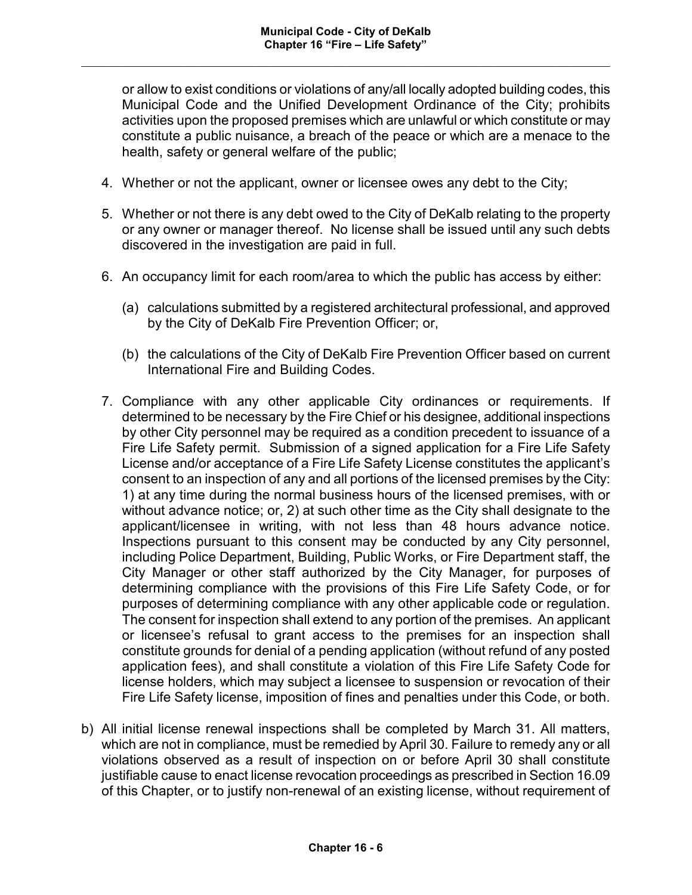or allow to exist conditions or violations of any/all locally adopted building codes, this Municipal Code and the Unified Development Ordinance of the City; prohibits activities upon the proposed premises which are unlawful or which constitute or may constitute a public nuisance, a breach of the peace or which are a menace to the health, safety or general welfare of the public;

4. Whether or not the applicant, owner or licensee owes any debt to the City;

5. Whether or not there is any debt owed to the City of DeKalb relating to the property or any owner or manager thereof. No license shall be issued until any such debts discovered in the investigation are paid in full.

6. An occupancy limit for each room/area to which the public has access by either:

   (a) calculations submitted by a registered architectural professional, and approved by the City of DeKalb Fire Prevention Officer; or,

   (b) the calculations of the City of DeKalb Fire Prevention Officer based on current International Fire and Building Codes.

7. Compliance with any other applicable City ordinances or requirements. If determined to be necessary by the Fire Chief or his designee, additional inspections by other City personnel may be required as a condition precedent to issuance of a Fire Life Safety permit. Submission of a signed application for a Fire Life Safety License and/or acceptance of a Fire Life Safety License constitutes the applicant's consent to an inspection of any and all portions of the licensed premises by the City: 1) at any time during the normal business hours of the licensed premises, with or without advance notice; or, 2) at such other time as the City shall designate to the applicant/licensee in writing, with not less than 48 hours advance notice. Inspections pursuant to this consent may be conducted by any City personnel, including Police Department, Building, Public Works, or Fire Department staff, the City Manager or other staff authorized by the City Manager, for purposes of determining compliance with the provisions of this Fire Life Safety Code, or for purposes of determining compliance with any other applicable code or regulation. The consent for inspection shall extend to any portion of the premises. An applicant or licensee's refusal to grant access to the premises for an inspection shall constitute grounds for denial of a pending application (without refund of any posted application fees), and shall constitute a violation of this Fire Life Safety Code for license holders, which may subject a licensee to suspension or revocation of their Fire Life Safety license, imposition of fines and penalties under this Code, or both.

b) All initial license renewal inspections shall be completed by March 31. All matters, which are not in compliance, must be remedied by April 30. Failure to remedy any or all violations observed as a result of inspection on or before April 30 shall constitute justifiable cause to enact license revocation proceedings as prescribed in Section 16.09 of this Chapter, or to justify non-renewal of an existing license, without requirement of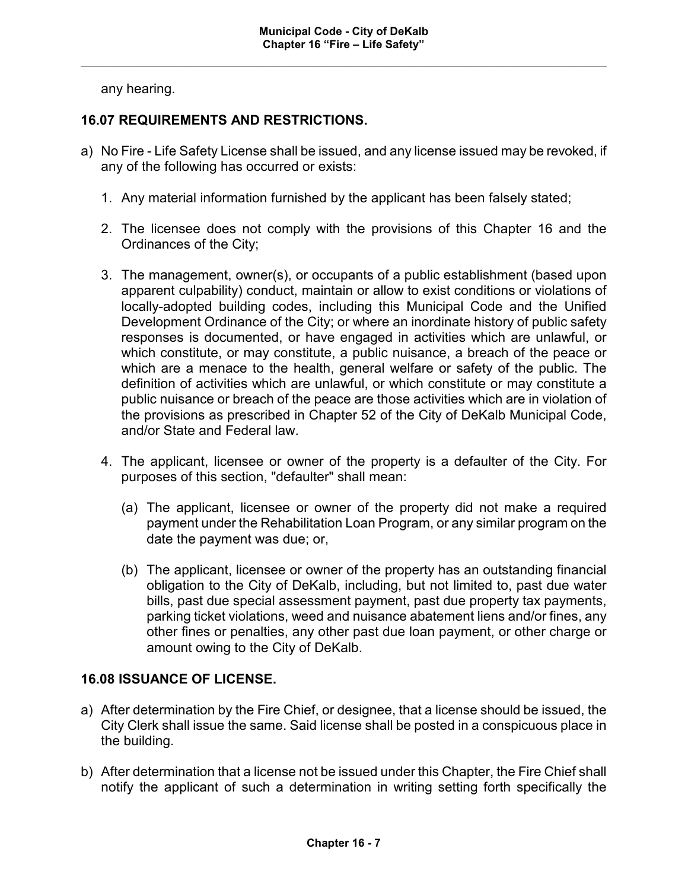any hearing.

## 16.07 REQUIREMENTS AND RESTRICTIONS.

a) No Fire - Life Safety License shall be issued, and any license issued may be revoked, if any of the following has occurred or exists:

   1. Any material information furnished by the applicant has been falsely stated;

   2. The licensee does not comply with the provisions of this Chapter 16 and the Ordinances of the City;

   3. The management, owner(s), or occupants of a public establishment (based upon apparent culpability) conduct, maintain or allow to exist conditions or violations of locally-adopted building codes, including this Municipal Code and the Unified Development Ordinance of the City; or where an inordinate history of public safety responses is documented, or have engaged in activities which are unlawful, or which constitute, or may constitute, a public nuisance, a breach of the peace or which are a menace to the health, general welfare or safety of the public. The definition of activities which are unlawful, or which constitute or may constitute a public nuisance or breach of the peace are those activities which are in violation of the provisions as prescribed in Chapter 52 of the City of DeKalb Municipal Code, and/or State and Federal law.

   4. The applicant, licensee or owner of the property is a defaulter of the City. For purposes of this section, "defaulter" shall mean:

      (a) The applicant, licensee or owner of the property did not make a required payment under the Rehabilitation Loan Program, or any similar program on the date the payment was due; or,

      (b) The applicant, licensee or owner of the property has an outstanding financial obligation to the City of DeKalb, including, but not limited to, past due water bills, past due special assessment payment, past due property tax payments, parking ticket violations, weed and nuisance abatement liens and/or fines, any other fines or penalties, any other past due loan payment, or other charge or amount owing to the City of DeKalb.

## 16.08 ISSUANCE OF LICENSE.

a) After determination by the Fire Chief, or designee, that a license should be issued, the City Clerk shall issue the same. Said license shall be posted in a conspicuous place in the building.

b) After determination that a license not be issued under this Chapter, the Fire Chief shall notify the applicant of such a determination in writing setting forth specifically the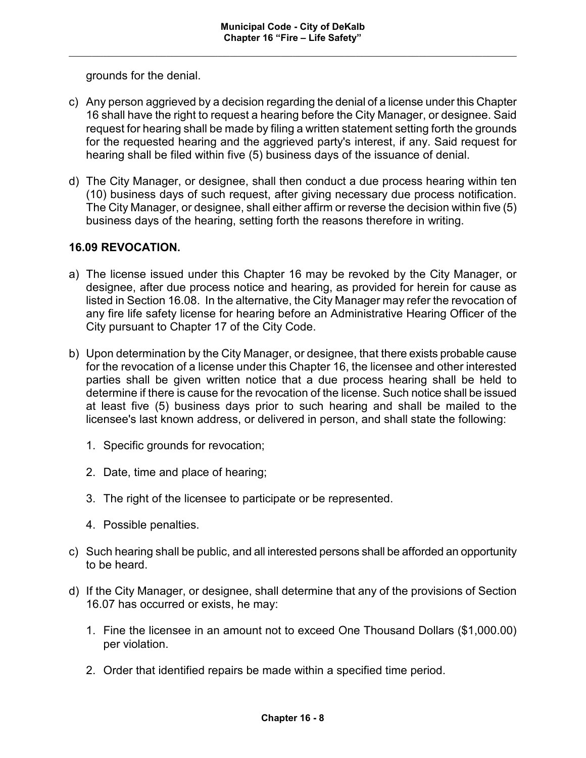grounds for the denial.

c) Any person aggrieved by a decision regarding the denial of a license under this Chapter 16 shall have the right to request a hearing before the City Manager, or designee. Said request for hearing shall be made by filing a written statement setting forth the grounds for the requested hearing and the aggrieved party's interest, if any. Said request for hearing shall be filed within five (5) business days of the issuance of denial.

d) The City Manager, or designee, shall then conduct a due process hearing within ten (10) business days of such request, after giving necessary due process notification. The City Manager, or designee, shall either affirm or reverse the decision within five (5) business days of the hearing, setting forth the reasons therefore in writing.

### 16.09 REVOCATION.

a) The license issued under this Chapter 16 may be revoked by the City Manager, or designee, after due process notice and hearing, as provided for herein for cause as listed in Section 16.08. In the alternative, the City Manager may refer the revocation of any fire life safety license for hearing before an Administrative Hearing Officer of the City pursuant to Chapter 17 of the City Code.

b) Upon determination by the City Manager, or designee, that there exists probable cause for the revocation of a license under this Chapter 16, the licensee and other interested parties shall be given written notice that a due process hearing shall be held to determine if there is cause for the revocation of the license. Such notice shall be issued at least five (5) business days prior to such hearing and shall be mailed to the licensee's last known address, or delivered in person, and shall state the following:

   1. Specific grounds for revocation;

   2. Date, time and place of hearing;

   3. The right of the licensee to participate or be represented.

   4. Possible penalties.

c) Such hearing shall be public, and all interested persons shall be afforded an opportunity to be heard.

d) If the City Manager, or designee, shall determine that any of the provisions of Section 16.07 has occurred or exists, he may:

   1. Fine the licensee in an amount not to exceed One Thousand Dollars ($1,000.00) per violation.

   2. Order that identified repairs be made within a specified time period.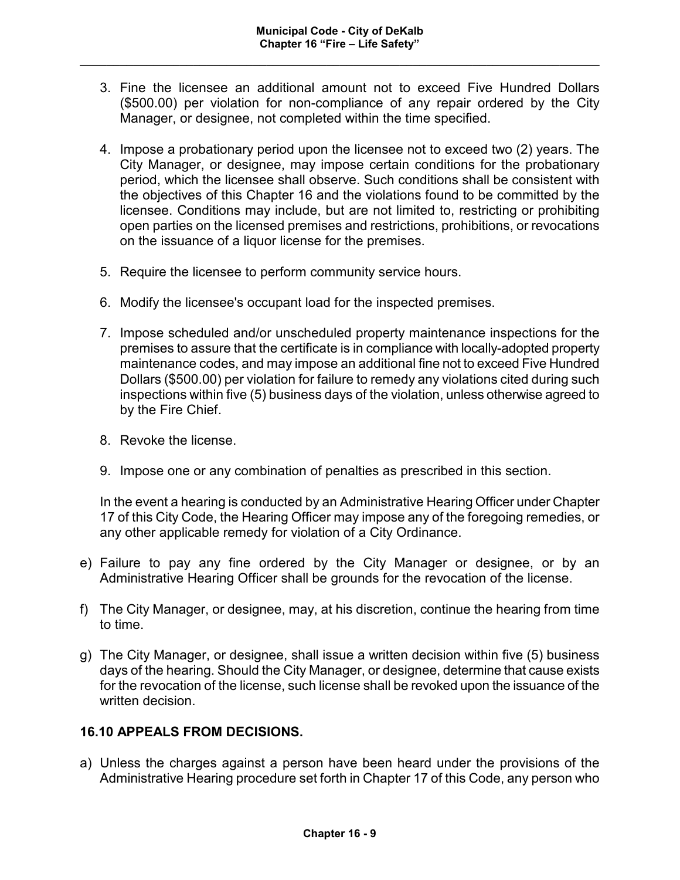3. Fine the licensee an additional amount not to exceed Five Hundred Dollars ($500.00) per violation for non-compliance of any repair ordered by the City Manager, or designee, not completed within the time specified.

4. Impose a probationary period upon the licensee not to exceed two (2) years. The City Manager, or designee, may impose certain conditions for the probationary period, which the licensee shall observe. Such conditions shall be consistent with the objectives of this Chapter 16 and the violations found to be committed by the licensee. Conditions may include, but are not limited to, restricting or prohibiting open parties on the licensed premises and restrictions, prohibitions, or revocations on the issuance of a liquor license for the premises.

5. Require the licensee to perform community service hours.

6. Modify the licensee's occupant load for the inspected premises.

7. Impose scheduled and/or unscheduled property maintenance inspections for the premises to assure that the certificate is in compliance with locally-adopted property maintenance codes, and may impose an additional fine not to exceed Five Hundred Dollars ($500.00) per violation for failure to remedy any violations cited during such inspections within five (5) business days of the violation, unless otherwise agreed to by the Fire Chief.

8. Revoke the license.

9. Impose one or any combination of penalties as prescribed in this section.

In the event a hearing is conducted by an Administrative Hearing Officer under Chapter 17 of this City Code, the Hearing Officer may impose any of the foregoing remedies, or any other applicable remedy for violation of a City Ordinance.

e) Failure to pay any fine ordered by the City Manager or designee, or by an Administrative Hearing Officer shall be grounds for the revocation of the license.

f) The City Manager, or designee, may, at his discretion, continue the hearing from time to time.

g) The City Manager, or designee, shall issue a written decision within five (5) business days of the hearing. Should the City Manager, or designee, determine that cause exists for the revocation of the license, such license shall be revoked upon the issuance of the written decision.

## 16.10 APPEALS FROM DECISIONS.

a) Unless the charges against a person have been heard under the provisions of the Administrative Hearing procedure set forth in Chapter 17 of this Code, any person who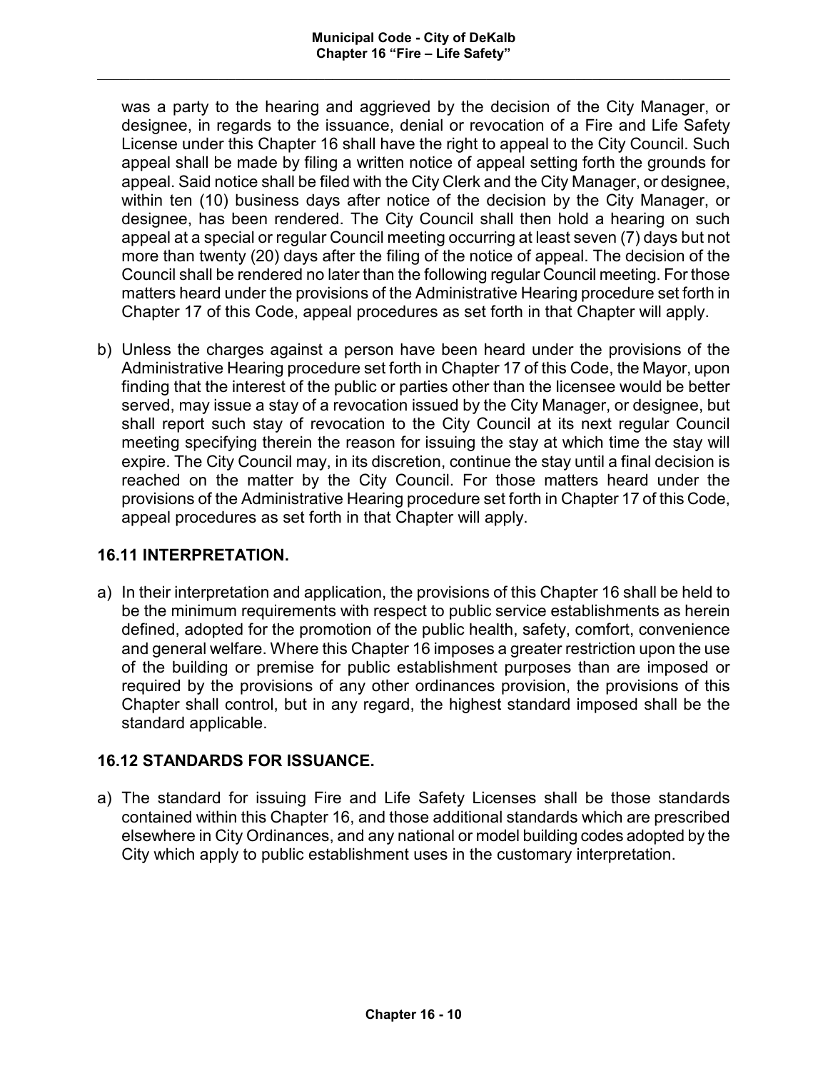was a party to the hearing and aggrieved by the decision of the City Manager, or designee, in regards to the issuance, denial or revocation of a Fire and Life Safety License under this Chapter 16 shall have the right to appeal to the City Council. Such appeal shall be made by filing a written notice of appeal setting forth the grounds for appeal. Said notice shall be filed with the City Clerk and the City Manager, or designee, within ten (10) business days after notice of the decision by the City Manager, or designee, has been rendered. The City Council shall then hold a hearing on such appeal at a special or regular Council meeting occurring at least seven (7) days but not more than twenty (20) days after the filing of the notice of appeal. The decision of the Council shall be rendered no later than the following regular Council meeting. For those matters heard under the provisions of the Administrative Hearing procedure set forth in Chapter 17 of this Code, appeal procedures as set forth in that Chapter will apply.

b) Unless the charges against a person have been heard under the provisions of the Administrative Hearing procedure set forth in Chapter 17 of this Code, the Mayor, upon finding that the interest of the public or parties other than the licensee would be better served, may issue a stay of a revocation issued by the City Manager, or designee, but shall report such stay of revocation to the City Council at its next regular Council meeting specifying therein the reason for issuing the stay at which time the stay will expire. The City Council may, in its discretion, continue the stay until a final decision is reached on the matter by the City Council. For those matters heard under the provisions of the Administrative Hearing procedure set forth in Chapter 17 of this Code, appeal procedures as set forth in that Chapter will apply.

## 16.11 INTERPRETATION.

a) In their interpretation and application, the provisions of this Chapter 16 shall be held to be the minimum requirements with respect to public service establishments as herein defined, adopted for the promotion of the public health, safety, comfort, convenience and general welfare. Where this Chapter 16 imposes a greater restriction upon the use of the building or premise for public establishment purposes than are imposed or required by the provisions of any other ordinances provision, the provisions of this Chapter shall control, but in any regard, the highest standard imposed shall be the standard applicable.

## 16.12 STANDARDS FOR ISSUANCE.

a) The standard for issuing Fire and Life Safety Licenses shall be those standards contained within this Chapter 16, and those additional standards which are prescribed elsewhere in City Ordinances, and any national or model building codes adopted by the City which apply to public establishment uses in the customary interpretation.